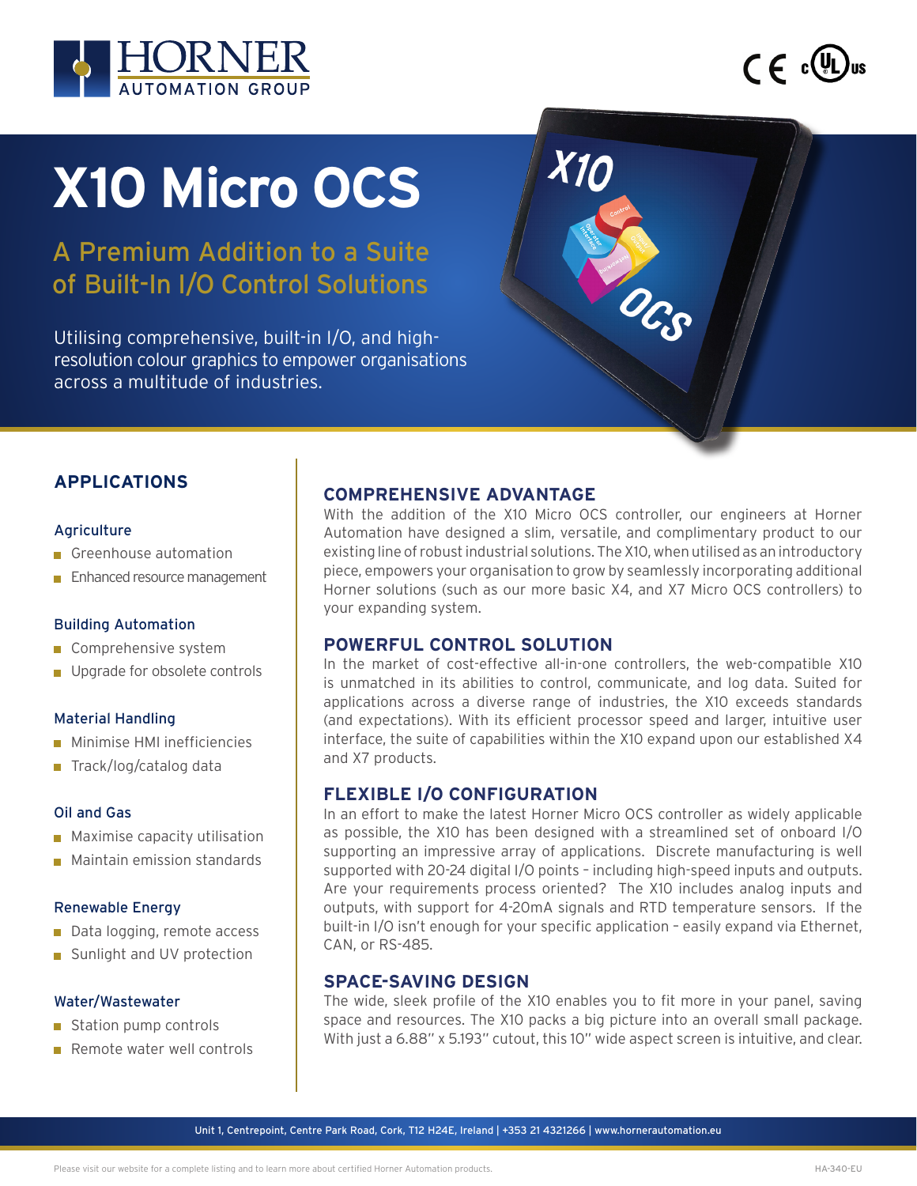# X10 Micro OCS

## A Premium Addition to a Suite of Built-In I/O Control Solutions

Utilising comprehensive, built-in I/O, and high-resolution colour graphics to empower organisations across a multitude of industries.

## APPLICATIONS

### Agriculture

- Greenhouse automation
- Enhanced resource management

### Building Automation

- Comprehensive system
- Upgrade for obsolete controls

### Material Handling

- Minimise HMI inefficiencies
- Track/log/catalog data

### Oil and Gas

- Maximise capacity utilisation
- Maintain emission standards

### Renewable Energy

- Data logging, remote access
- Sunlight and UV protection

### Water/Wastewater

- Station pump controls
- Remote water well controls

## COMPREHENSIVE ADVANTAGE

With the addition of the X10 Micro OCS controller, our engineers at Horner Automation have designed a slim, versatile, and complimentary product to our existing line of robust industrial solutions. The X10, when utilised as an introductory piece, empowers your organisation to grow by seamlessly incorporating additional Horner solutions (such as our more basic X4, and X7 Micro OCS controllers) to your expanding system.

## POWERFUL CONTROL SOLUTION

In the market of cost-effective all-in-one controllers, the web-compatible X10 is unmatched in its abilities to control, communicate, and log data. Suited for applications across a diverse range of industries, the X10 exceeds standards (and expectations). With its efficient processor speed and larger, intuitive user interface, the suite of capabilities within the X10 expand upon our established X4 and X7 products.

## FLEXIBLE I/O CONFIGURATION

In an effort to make the latest Horner Micro OCS controller as widely applicable as possible, the X10 has been designed with a streamlined set of onboard I/O supporting an impressive array of applications. Discrete manufacturing is well supported with 20-24 digital I/O points - including high-speed inputs and outputs. Are your requirements process oriented? The X10 includes analog inputs and outputs, with support for 4-20mA signals and RTD temperature sensors. If the built-in I/O isn't enough for your specific application – easily expand via Ethernet, CAN, or RS-485.

## SPACE-SAVING DESIGN

The wide, sleek profile of the X10 enables you to fit more in your panel, saving space and resources. The X10 packs a big picture into an overall small package. With just a 6.88" x 5.193" cutout, this 10" wide aspect screen is intuitive, and clear.

Unit 1, Centrepoint, Centre Park Road, Cork, T12 H24E, Ireland | +353 21 4321266 | www.hornerautomation.eu

Please visit our website for a complete listing and to learn more about certified Horner Automation products.

HA-340-EU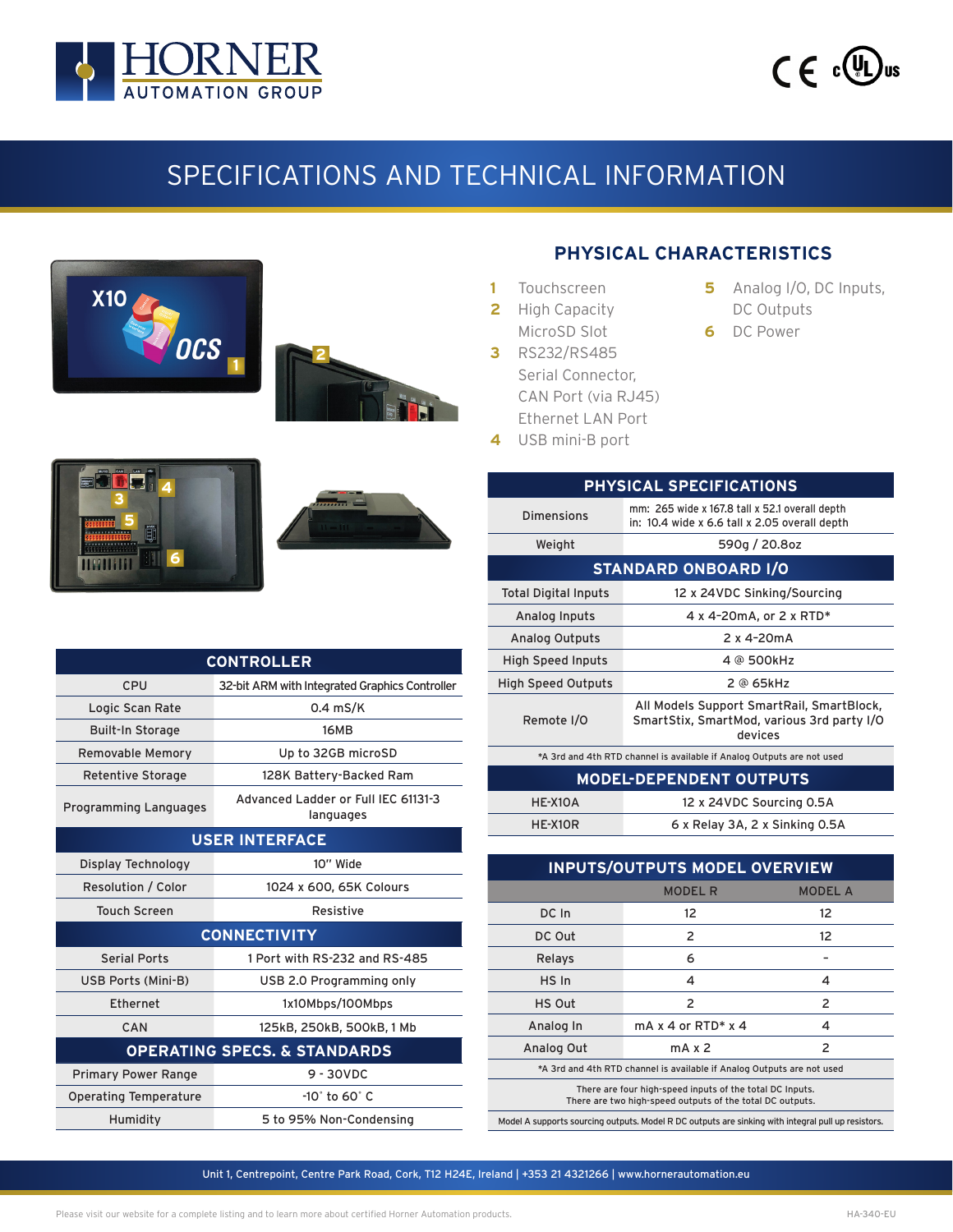# SPECIFICATIONS AND TECHNICAL INFORMATION

## PHYSICAL CHARACTERISTICS

1. Touchscreen
2. High Capacity MicroSD Slot
3. RS232/RS485 Serial Connector, CAN Port (via RJ45) Ethernet LAN Port
4. USB mini-B port
5. Analog I/O, DC Inputs, DC Outputs
6. DC Power

| CONTROLLER | |
|---|---|
| CPU | 32-bit ARM with Integrated Graphics Controller |
| Logic Scan Rate | 0.4 mS/K |
| Built-In Storage | 16MB |
| Removable Memory | Up to 32GB microSD |
| Retentive Storage | 128K Battery-Backed Ram |
| Programming Languages | Advanced Ladder or Full IEC 61131-3 languages |
| **USER INTERFACE** | |
| Display Technology | 10" Wide |
| Resolution / Color | 1024 x 600, 65K Colours |
| Touch Screen | Resistive |
| **CONNECTIVITY** | |
| Serial Ports | 1 Port with RS-232 and RS-485 |
| USB Ports (Mini-B) | USB 2.0 Programming only |
| Ethernet | 1x10Mbps/100Mbps |
| CAN | 125kB, 250kB, 500kB, 1 Mb |
| **OPERATING SPECS. & STANDARDS** | |
| Primary Power Range | 9 - 30VDC |
| Operating Temperature | -10° to 60° C |
| Humidity | 5 to 95% Non-Condensing |

| PHYSICAL SPECIFICATIONS | |
|---|---|
| Dimensions | mm: 265 wide x 167.8 tall x 52.1 overall depth<br>in: 10.4 wide x 6.6 tall x 2.05 overall depth |
| Weight | 590g / 20.8oz |
| **STANDARD ONBOARD I/O** | |
| Total Digital Inputs | 12 x 24VDC Sinking/Sourcing |
| Analog Inputs | 4 x 4-20mA, or 2 x RTD* |
| Analog Outputs | 2 x 4-20mA |
| High Speed Inputs | 4 @ 500kHz |
| High Speed Outputs | 2 @ 65kHz |
| Remote I/O | All Models Support SmartRail, SmartBlock, SmartStix, SmartMod, various 3rd party I/O devices |
| *A 3rd and 4th RTD channel is available if Analog Outputs are not used | |
| **MODEL-DEPENDENT OUTPUTS** | |
| HE-X10A | 12 x 24VDC Sourcing 0.5A |
| HE-X10R | 6 x Relay 3A, 2 x Sinking 0.5A |

| INPUTS/OUTPUTS MODEL OVERVIEW | | |
|---|---|---|
| | MODEL R | MODEL A |
| DC In | 12 | 12 |
| DC Out | 2 | 12 |
| Relays | 6 | - |
| HS In | 4 | 4 |
| HS Out | 2 | 2 |
| Analog In | mA x 4 or RTD* x 4 | 4 |
| Analog Out | mA x 2 | 2 |

*A 3rd and 4th RTD channel is available if Analog Outputs are not used

There are four high-speed inputs of the total DC Inputs.
There are two high-speed outputs of the total DC outputs.

Model A supports sourcing outputs. Model R DC outputs are sinking with integral pull up resistors.

Unit 1, Centrepoint, Centre Park Road, Cork, T12 H24E, Ireland | +353 21 4321266 | www.hornerautomation.eu

Please visit our website for a complete listing and to learn more about certified Horner Automation products.

HA-340-EU